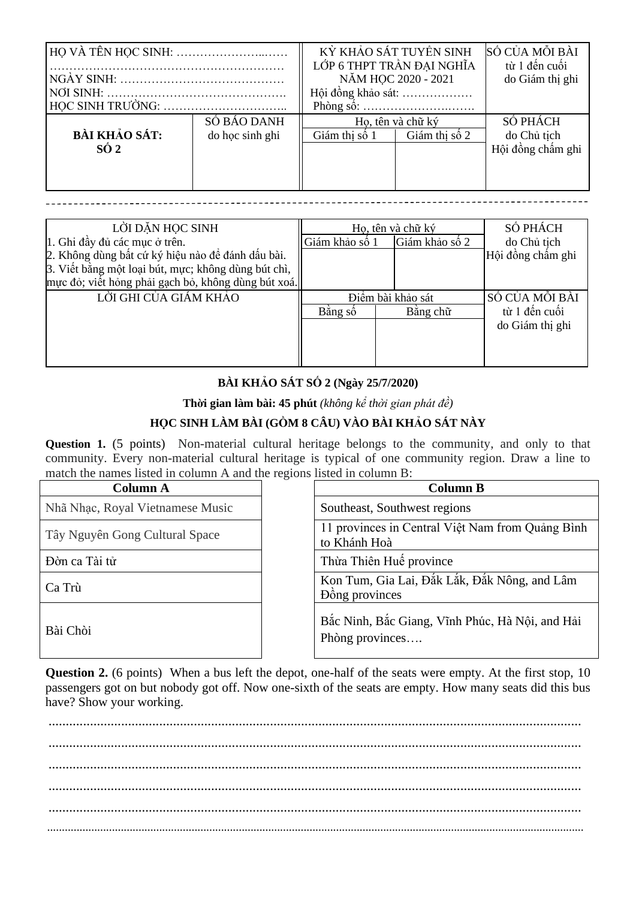| HỌ VÀ TÊN HỌC SINH: …………………...…… …………………………………………………… NGÀY SINH: …………………………………… NƠI SINH: ………………………………………. HỌC SINH TRƯỜNG: ………………………….. | | KỲ KHẢO SÁT TUYỂN SINH LỚP 6 THPT TRẦN ĐẠI NGHĨA NĂM HỌC 2020 - 2021 Hội đồng khảo sát: ……………… Phòng số: ……………………..……. | | SỐ CỦA MỖI BÀI từ 1 đến cuối do Giám thị ghi |
|---|---|---|---|---|
| **BÀI KHẢO SÁT: SỐ 2** | SỐ BÁO DANH do học sinh ghi | Họ, tên và chữ ký | | SỐ PHÁCH do Chủ tịch Hội đồng chấm ghi |
| | | Giám thị số 1 | Giám thị số 2 | |
| | | | | |

| LỜI DẶN HỌC SINH | Họ, tên và chữ ký | | SỐ PHÁCH do Chủ tịch Hội đồng chấm ghi |
|---|---|---|---|
| 1. Ghi đầy đủ các mục ở trên. 2. Không dùng bất cứ ký hiệu nào để đánh dấu bài. 3. Viết bằng một loại bút, mực; không dùng bút chì, mực đỏ; viết hỏng phải gạch bỏ, không dùng bút xoá. | Giám khảo số 1 | Giám khảo số 2 | |
| LỜI GHI CỦA GIÁM KHẢO | Điểm bài khảo sát | | SỐ CỦA MỖI BÀI từ 1 đến cuối do Giám thị ghi |
| | Bằng số | Bằng chữ | |
| | | | |

**BÀI KHẢO SÁT SỐ 2 (Ngày 25/7/2020)**

**Thời gian làm bài: 45 phút** *(không kể thời gian phát đề)*

**HỌC SINH LÀM BÀI (GỒM 8 CÂU) VÀO BÀI KHẢO SÁT NÀY**

**Question 1.** (5 points) Non-material cultural heritage belongs to the community, and only to that community. Every non-material cultural heritage is typical of one community region. Draw a line to match the names listed in column A and the regions listed in column B:

| Column A | Column B |
|---|---|
| Nhã Nhạc, Royal Vietnamese Music | Southeast, Southwest regions |
| Tây Nguyên Gong Cultural Space | 11 provinces in Central Việt Nam from Quảng Bình to Khánh Hoà |
| Đờn ca Tài tử | Thừa Thiên Huế province |
| Ca Trù | Kon Tum, Gia Lai, Đắk Lắk, Đắk Nông, and Lâm Đồng provinces |
| Bài Chòi | Bắc Ninh, Bắc Giang, Vĩnh Phúc, Hà Nội, and Hải Phòng provinces…. |

**Question 2.** (6 points) When a bus left the depot, one-half of the seats were empty. At the first stop, 10 passengers got on but nobody got off. Now one-sixth of the seats are empty. How many seats did this bus have? Show your working.

.........................................................................................................................................

.........................................................................................................................................

.........................................................................................................................................

.........................................................................................................................................

.........................................................................................................................................

.........................................................................................................................................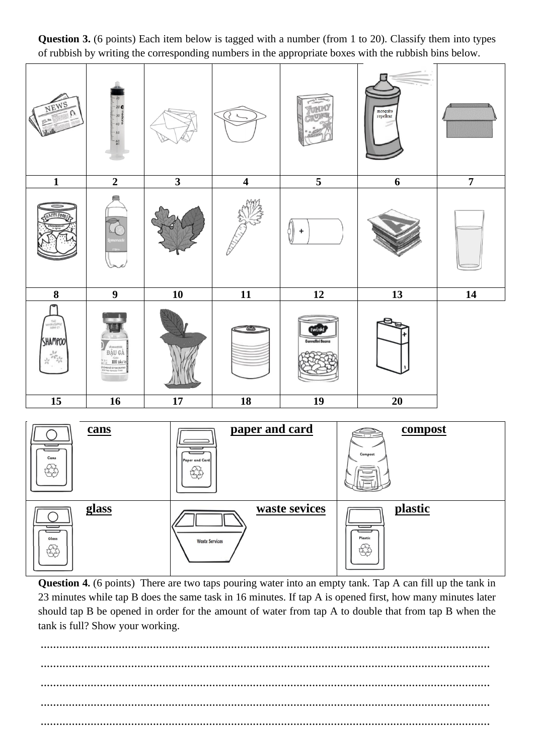**Question 3.** (6 points) Each item below is tagged with a number (from 1 to 20). Classify them into types of rubbish by writing the corresponding numbers in the appropriate boxes with the rubbish bins below.

| | | | | | | |
|---|---|---|---|---|---|---|
| 1 | 2 | 3 | 4 | 5 | 6 | 7 |
| 8 | 9 | 10 | 11 | 12 | 13 | 14 |
| 15 | 16 | 17 | 18 | 19 | 20 | |

| | | |
|---|---|---|
| **cans** | **paper and card** | **compost** |
| **glass** | **waste sevices** | **plastic** |

**Question 4.** (6 points) There are two taps pouring water into an empty tank. Tap A can fill up the tank in 23 minutes while tap B does the same task in 16 minutes. If tap A is opened first, how many minutes later should tap B be opened in order for the amount of water from tap A to double that from tap B when the tank is full? Show your working.

........................................................................................................................................

........................................................................................................................................

........................................................................................................................................

........................................................................................................................................

........................................................................................................................................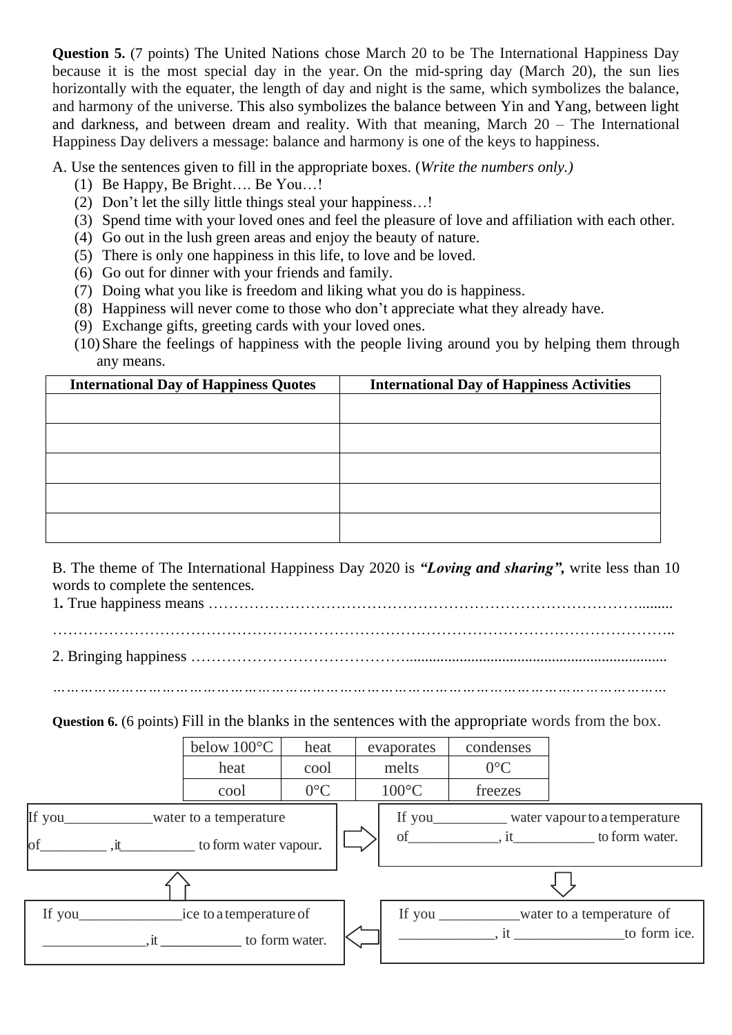**Question 5.** (7 points) The United Nations chose March 20 to be The International Happiness Day because it is the most special day in the year. On the mid-spring day (March 20), the sun lies horizontally with the equater, the length of day and night is the same, which symbolizes the balance, and harmony of the universe. This also symbolizes the balance between Yin and Yang, between light and darkness, and between dream and reality. With that meaning, March 20 – The International Happiness Day delivers a message: balance and harmony is one of the keys to happiness.

A. Use the sentences given to fill in the appropriate boxes. (*Write the numbers only.)*

(1) Be Happy, Be Bright…. Be You…!
(2) Don't let the silly little things steal your happiness…!
(3) Spend time with your loved ones and feel the pleasure of love and affiliation with each other.
(4) Go out in the lush green areas and enjoy the beauty of nature.
(5) There is only one happiness in this life, to love and be loved.
(6) Go out for dinner with your friends and family.
(7) Doing what you like is freedom and liking what you do is happiness.
(8) Happiness will never come to those who don't appreciate what they already have.
(9) Exchange gifts, greeting cards with your loved ones.
(10) Share the feelings of happiness with the people living around you by helping them through any means.

| International Day of Happiness Quotes | International Day of Happiness Activities |
|---|---|
| | |
| | |
| | |
| | |
| | |

B. The theme of The International Happiness Day 2020 is ***"Loving and sharing",*** write less than 10 words to complete the sentences.

1**.** True happiness means ………………………………………………………………………………........

……………………………………………………………………………………………………………..

2. Bringing happiness …………………………………...................................................................

………………………………………………………………………………………………………………

**Question 6.** (6 points) Fill in the blanks in the sentences with the appropriate words from the box.

| below 100°C | heat | evaporates | condenses |
|---|---|---|---|
| heat | cool | melts | 0°C |
| cool | 0°C | 100°C | freezes |

If you____________water to a temperature of_________ ,it__________ to form water vapour.

⇨

If you__________ water vapour to a temperature of____________, it___________ to form water.

⇩

If you ___________water to a temperature of _____________, it _______________to form ice.

⇦

If you______________ice to a temperature of ______________, it ___________ to form water.

⇧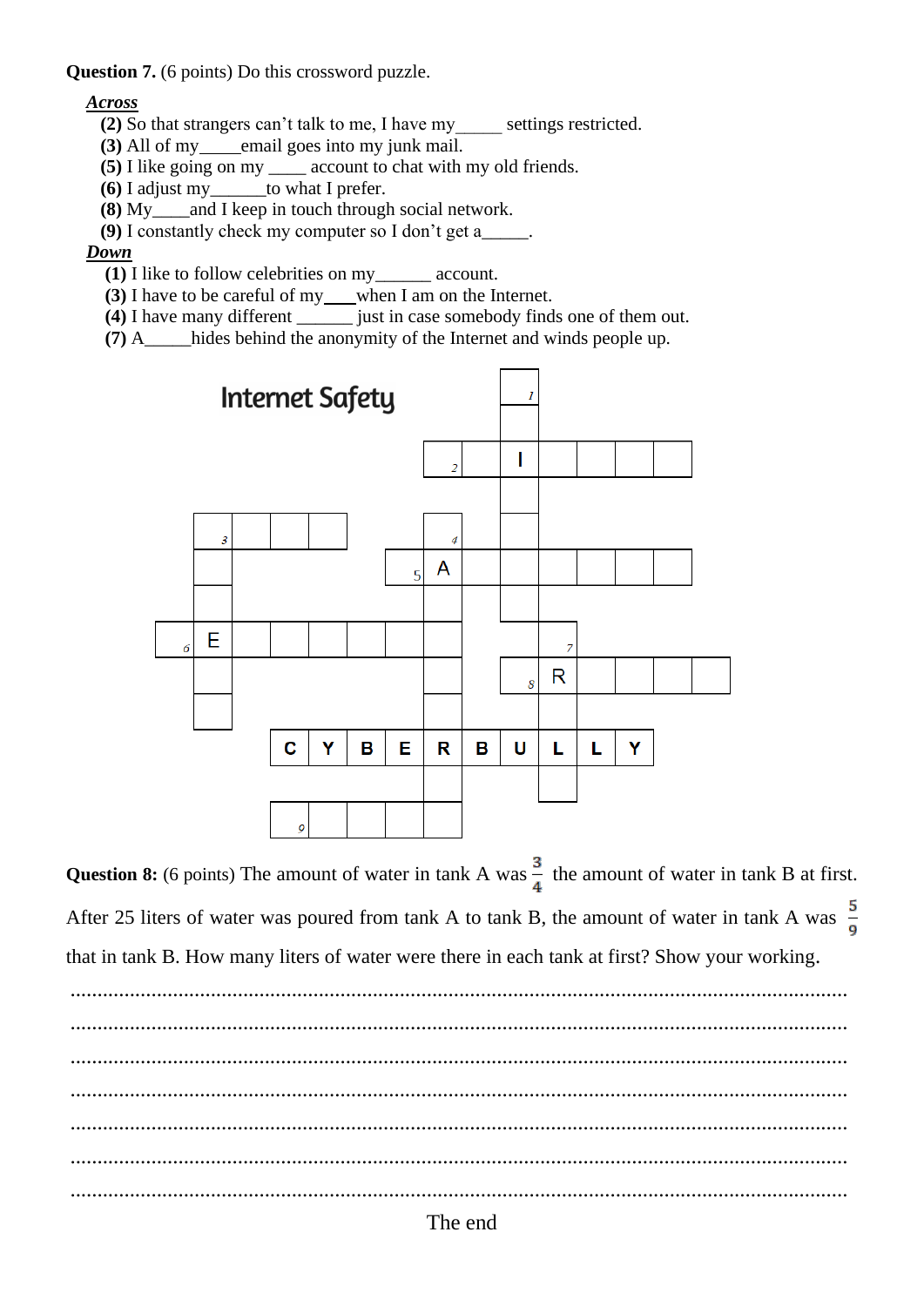**Question 7.** (6 points) Do this crossword puzzle.

***Across***

**(2)** So that strangers can't talk to me, I have my_____ settings restricted.
**(3)** All of my_____email goes into my junk mail.
**(5)** I like going on my ____ account to chat with my old friends.
**(6)** I adjust my______to what I prefer.
**(8)** My____and I keep in touch through social network.
**(9)** I constantly check my computer so I don't get a_____.

***Down***

**(1)** I like to follow celebrities on my______ account.
**(3)** I have to be careful of my____when I am on the Internet.
**(4)** I have many different ______ just in case somebody finds one of them out.
**(7)** A_____hides behind the anonymity of the Internet and winds people up.

Internet Safety

1

2 I

3

4

5 A

6 E

7

8 R

C Y B E R B U L L Y

9

**Question 8:** (6 points) The amount of water in tank A was $\frac{3}{4}$ the amount of water in tank B at first. After 25 liters of water was poured from tank A to tank B, the amount of water in tank A was $\frac{5}{9}$ that in tank B. How many liters of water were there in each tank at first? Show your working.

...........................................................................................................................................

...........................................................................................................................................

...........................................................................................................................................

...........................................................................................................................................

...........................................................................................................................................

...........................................................................................................................................

...........................................................................................................................................

The end